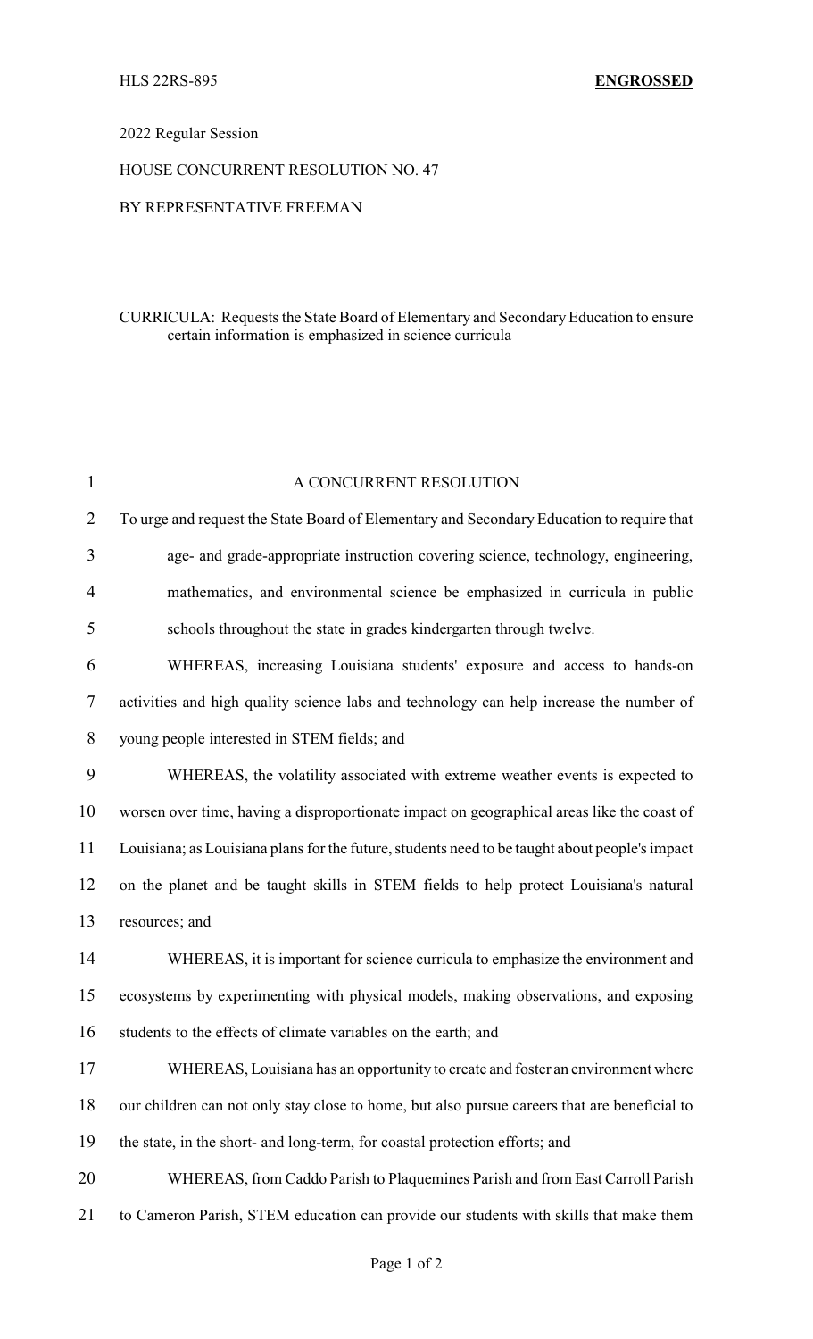HLS 22RS-895 **ENGROSSED**

2022 Regular Session

HOUSE CONCURRENT RESOLUTION NO. 47

BY REPRESENTATIVE FREEMAN

CURRICULA: Requests the State Board of Elementary and Secondary Education to ensure certain information is emphasized in science curricula

A CONCURRENT RESOLUTION

To urge and request the State Board of Elementary and Secondary Education to require that age- and grade-appropriate instruction covering science, technology, engineering, mathematics, and environmental science be emphasized in curricula in public schools throughout the state in grades kindergarten through twelve.

WHEREAS, increasing Louisiana students' exposure and access to hands-on activities and high quality science labs and technology can help increase the number of young people interested in STEM fields; and

WHEREAS, the volatility associated with extreme weather events is expected to worsen over time, having a disproportionate impact on geographical areas like the coast of Louisiana; as Louisiana plans for the future, students need to be taught about people's impact on the planet and be taught skills in STEM fields to help protect Louisiana's natural resources; and

WHEREAS, it is important for science curricula to emphasize the environment and ecosystems by experimenting with physical models, making observations, and exposing students to the effects of climate variables on the earth; and

WHEREAS, Louisiana has an opportunity to create and foster an environment where our children can not only stay close to home, but also pursue careers that are beneficial to the state, in the short- and long-term, for coastal protection efforts; and

WHEREAS, from Caddo Parish to Plaquemines Parish and from East Carroll Parish to Cameron Parish, STEM education can provide our students with skills that make them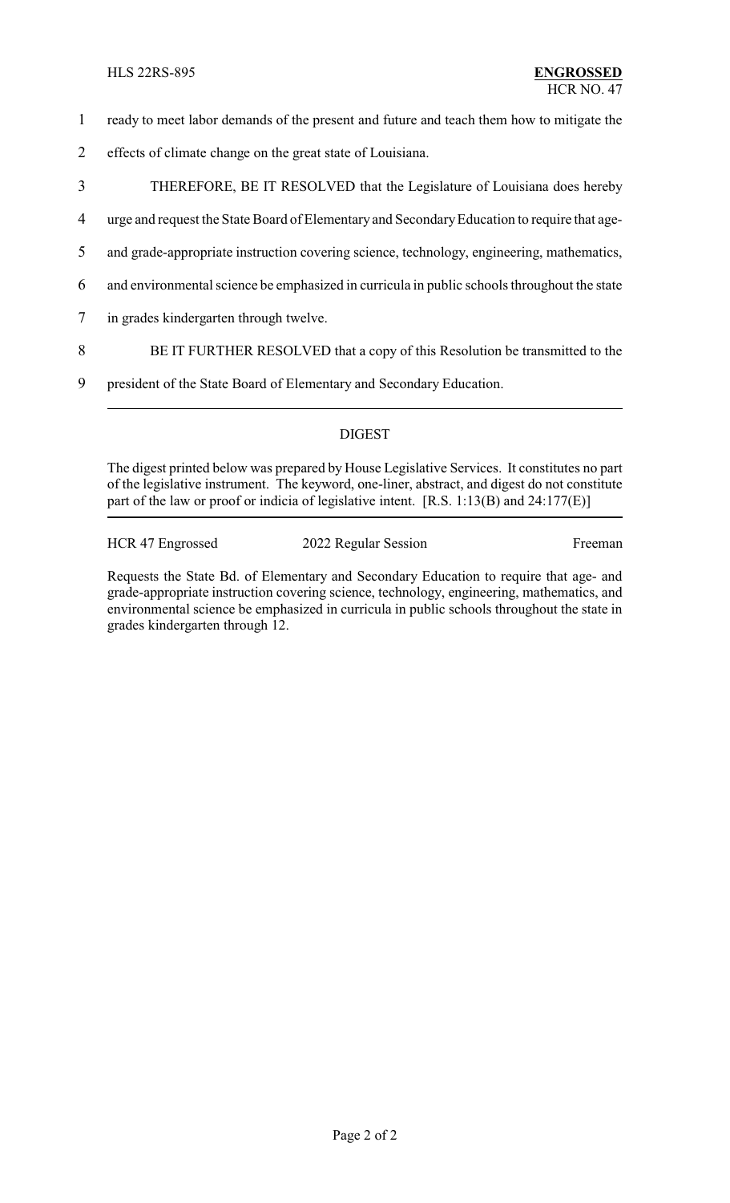ready to meet labor demands of the present and future and teach them how to mitigate the effects of climate change on the great state of Louisiana.

THEREFORE, BE IT RESOLVED that the Legislature of Louisiana does hereby urge and request the State Board of Elementary and Secondary Education to require that age- and grade-appropriate instruction covering science, technology, engineering, mathematics, and environmental science be emphasized in curricula in public schools throughout the state in grades kindergarten through twelve.

BE IT FURTHER RESOLVED that a copy of this Resolution be transmitted to the president of the State Board of Elementary and Secondary Education.

## DIGEST

The digest printed below was prepared by House Legislative Services. It constitutes no part of the legislative instrument. The keyword, one-liner, abstract, and digest do not constitute part of the law or proof or indicia of legislative intent. [R.S. 1:13(B) and 24:177(E)]

HCR 47 Engrossed — 2022 Regular Session — Freeman

Requests the State Bd. of Elementary and Secondary Education to require that age- and grade-appropriate instruction covering science, technology, engineering, mathematics, and environmental science be emphasized in curricula in public schools throughout the state in grades kindergarten through 12.